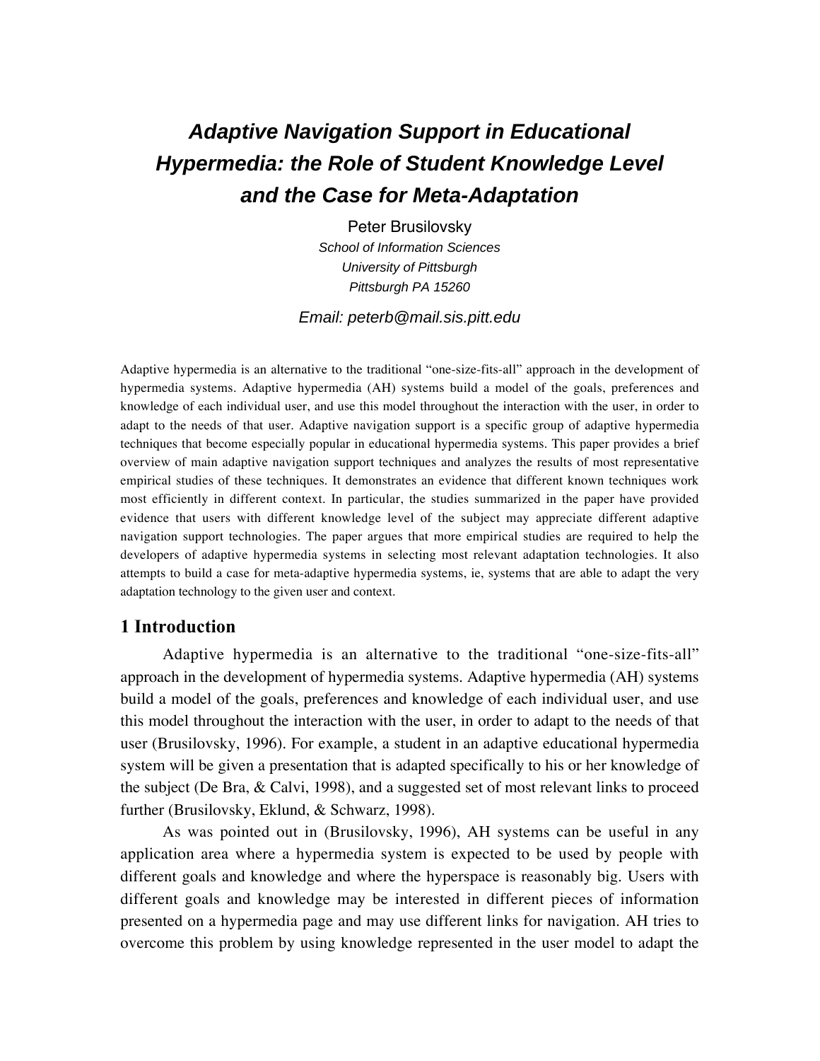# *Adaptive Navigation Support in Educational Hypermedia: the Role of Student Knowledge Level and the Case for Meta-Adaptation*

Peter Brusilovsky
*School of Information Sciences*
*University of Pittsburgh*
*Pittsburgh PA 15260*

*Email: peterb@mail.sis.pitt.edu*

Adaptive hypermedia is an alternative to the traditional "one-size-fits-all" approach in the development of hypermedia systems. Adaptive hypermedia (AH) systems build a model of the goals, preferences and knowledge of each individual user, and use this model throughout the interaction with the user, in order to adapt to the needs of that user. Adaptive navigation support is a specific group of adaptive hypermedia techniques that become especially popular in educational hypermedia systems. This paper provides a brief overview of main adaptive navigation support techniques and analyzes the results of most representative empirical studies of these techniques. It demonstrates an evidence that different known techniques work most efficiently in different context. In particular, the studies summarized in the paper have provided evidence that users with different knowledge level of the subject may appreciate different adaptive navigation support technologies. The paper argues that more empirical studies are required to help the developers of adaptive hypermedia systems in selecting most relevant adaptation technologies. It also attempts to build a case for meta-adaptive hypermedia systems, ie, systems that are able to adapt the very adaptation technology to the given user and context.

## 1 Introduction

Adaptive hypermedia is an alternative to the traditional "one-size-fits-all" approach in the development of hypermedia systems. Adaptive hypermedia (AH) systems build a model of the goals, preferences and knowledge of each individual user, and use this model throughout the interaction with the user, in order to adapt to the needs of that user (Brusilovsky, 1996). For example, a student in an adaptive educational hypermedia system will be given a presentation that is adapted specifically to his or her knowledge of the subject (De Bra, & Calvi, 1998), and a suggested set of most relevant links to proceed further (Brusilovsky, Eklund, & Schwarz, 1998).

As was pointed out in (Brusilovsky, 1996), AH systems can be useful in any application area where a hypermedia system is expected to be used by people with different goals and knowledge and where the hyperspace is reasonably big. Users with different goals and knowledge may be interested in different pieces of information presented on a hypermedia page and may use different links for navigation. AH tries to overcome this problem by using knowledge represented in the user model to adapt the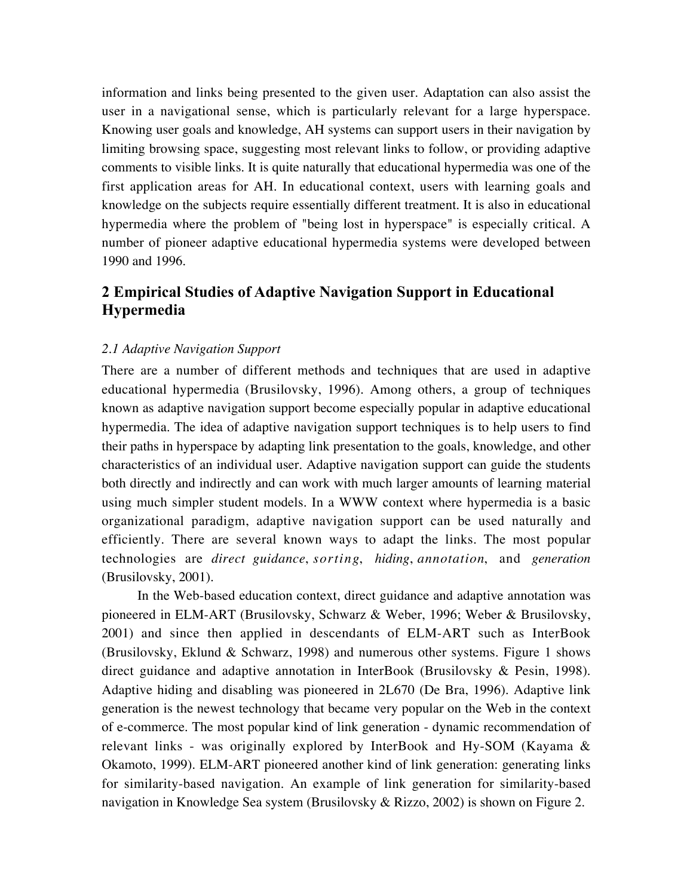information and links being presented to the given user. Adaptation can also assist the user in a navigational sense, which is particularly relevant for a large hyperspace. Knowing user goals and knowledge, AH systems can support users in their navigation by limiting browsing space, suggesting most relevant links to follow, or providing adaptive comments to visible links. It is quite naturally that educational hypermedia was one of the first application areas for AH. In educational context, users with learning goals and knowledge on the subjects require essentially different treatment. It is also in educational hypermedia where the problem of "being lost in hyperspace" is especially critical. A number of pioneer adaptive educational hypermedia systems were developed between 1990 and 1996.

## 2 Empirical Studies of Adaptive Navigation Support in Educational Hypermedia

### *2.1 Adaptive Navigation Support*

There are a number of different methods and techniques that are used in adaptive educational hypermedia (Brusilovsky, 1996). Among others, a group of techniques known as adaptive navigation support become especially popular in adaptive educational hypermedia. The idea of adaptive navigation support techniques is to help users to find their paths in hyperspace by adapting link presentation to the goals, knowledge, and other characteristics of an individual user. Adaptive navigation support can guide the students both directly and indirectly and can work with much larger amounts of learning material using much simpler student models. In a WWW context where hypermedia is a basic organizational paradigm, adaptive navigation support can be used naturally and efficiently. There are several known ways to adapt the links. The most popular technologies are *direct guidance*, *sorting*, *hiding*, *annotation*, and *generation* (Brusilovsky, 2001).

In the Web-based education context, direct guidance and adaptive annotation was pioneered in ELM-ART (Brusilovsky, Schwarz & Weber, 1996; Weber & Brusilovsky, 2001) and since then applied in descendants of ELM-ART such as InterBook (Brusilovsky, Eklund & Schwarz, 1998) and numerous other systems. Figure 1 shows direct guidance and adaptive annotation in InterBook (Brusilovsky & Pesin, 1998). Adaptive hiding and disabling was pioneered in 2L670 (De Bra, 1996). Adaptive link generation is the newest technology that became very popular on the Web in the context of e-commerce. The most popular kind of link generation - dynamic recommendation of relevant links - was originally explored by InterBook and Hy-SOM (Kayama & Okamoto, 1999). ELM-ART pioneered another kind of link generation: generating links for similarity-based navigation. An example of link generation for similarity-based navigation in Knowledge Sea system (Brusilovsky & Rizzo, 2002) is shown on Figure 2.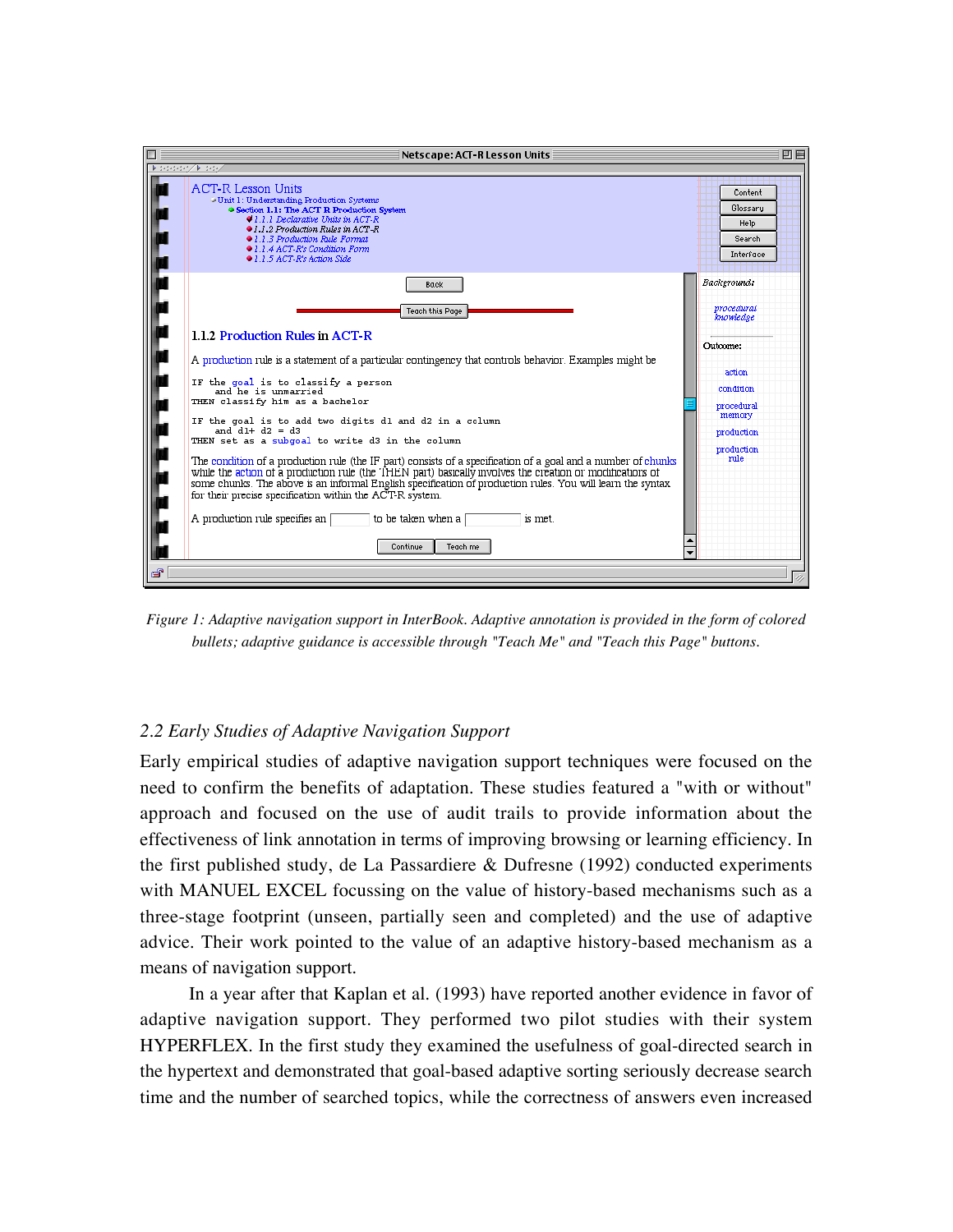*Figure 1: Adaptive navigation support in InterBook. Adaptive annotation is provided in the form of colored bullets; adaptive guidance is accessible through "Teach Me" and "Teach this Page" buttons.*

### 2.2 Early Studies of Adaptive Navigation Support

Early empirical studies of adaptive navigation support techniques were focused on the need to confirm the benefits of adaptation. These studies featured a "with or without" approach and focused on the use of audit trails to provide information about the effectiveness of link annotation in terms of improving browsing or learning efficiency. In the first published study, de La Passardiere & Dufresne (1992) conducted experiments with MANUEL EXCEL focussing on the value of history-based mechanisms such as a three-stage footprint (unseen, partially seen and completed) and the use of adaptive advice. Their work pointed to the value of an adaptive history-based mechanism as a means of navigation support.

In a year after that Kaplan et al. (1993) have reported another evidence in favor of adaptive navigation support. They performed two pilot studies with their system HYPERFLEX. In the first study they examined the usefulness of goal-directed search in the hypertext and demonstrated that goal-based adaptive sorting seriously decrease search time and the number of searched topics, while the correctness of answers even increased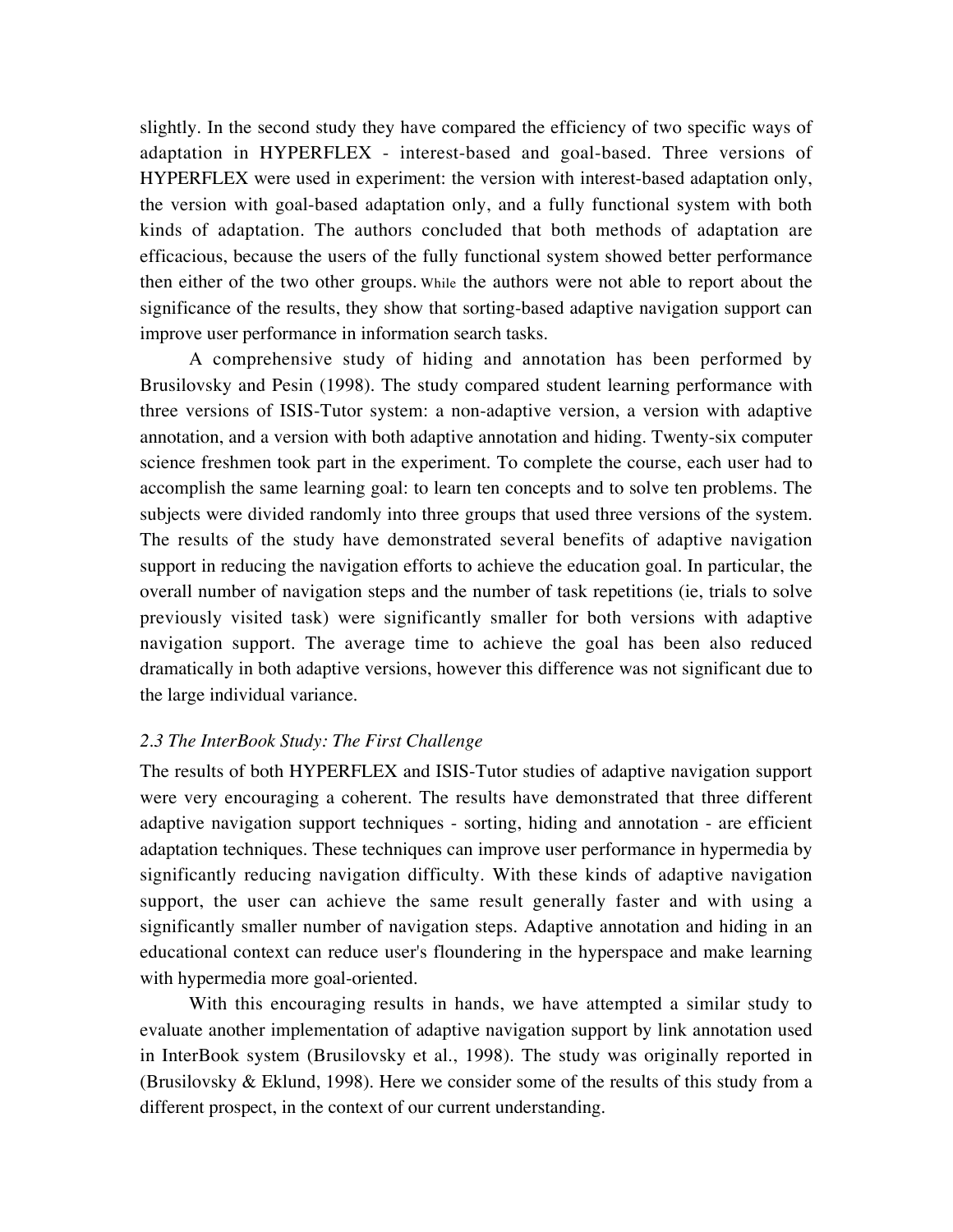slightly. In the second study they have compared the efficiency of two specific ways of adaptation in HYPERFLEX - interest-based and goal-based. Three versions of HYPERFLEX were used in experiment: the version with interest-based adaptation only, the version with goal-based adaptation only, and a fully functional system with both kinds of adaptation. The authors concluded that both methods of adaptation are efficacious, because the users of the fully functional system showed better performance then either of the two other groups. While the authors were not able to report about the significance of the results, they show that sorting-based adaptive navigation support can improve user performance in information search tasks.

A comprehensive study of hiding and annotation has been performed by Brusilovsky and Pesin (1998). The study compared student learning performance with three versions of ISIS-Tutor system: a non-adaptive version, a version with adaptive annotation, and a version with both adaptive annotation and hiding. Twenty-six computer science freshmen took part in the experiment. To complete the course, each user had to accomplish the same learning goal: to learn ten concepts and to solve ten problems. The subjects were divided randomly into three groups that used three versions of the system. The results of the study have demonstrated several benefits of adaptive navigation support in reducing the navigation efforts to achieve the education goal. In particular, the overall number of navigation steps and the number of task repetitions (ie, trials to solve previously visited task) were significantly smaller for both versions with adaptive navigation support. The average time to achieve the goal has been also reduced dramatically in both adaptive versions, however this difference was not significant due to the large individual variance.

### *2.3 The InterBook Study: The First Challenge*

The results of both HYPERFLEX and ISIS-Tutor studies of adaptive navigation support were very encouraging a coherent. The results have demonstrated that three different adaptive navigation support techniques - sorting, hiding and annotation - are efficient adaptation techniques. These techniques can improve user performance in hypermedia by significantly reducing navigation difficulty. With these kinds of adaptive navigation support, the user can achieve the same result generally faster and with using a significantly smaller number of navigation steps. Adaptive annotation and hiding in an educational context can reduce user's floundering in the hyperspace and make learning with hypermedia more goal-oriented.

With this encouraging results in hands, we have attempted a similar study to evaluate another implementation of adaptive navigation support by link annotation used in InterBook system (Brusilovsky et al., 1998). The study was originally reported in (Brusilovsky & Eklund, 1998). Here we consider some of the results of this study from a different prospect, in the context of our current understanding.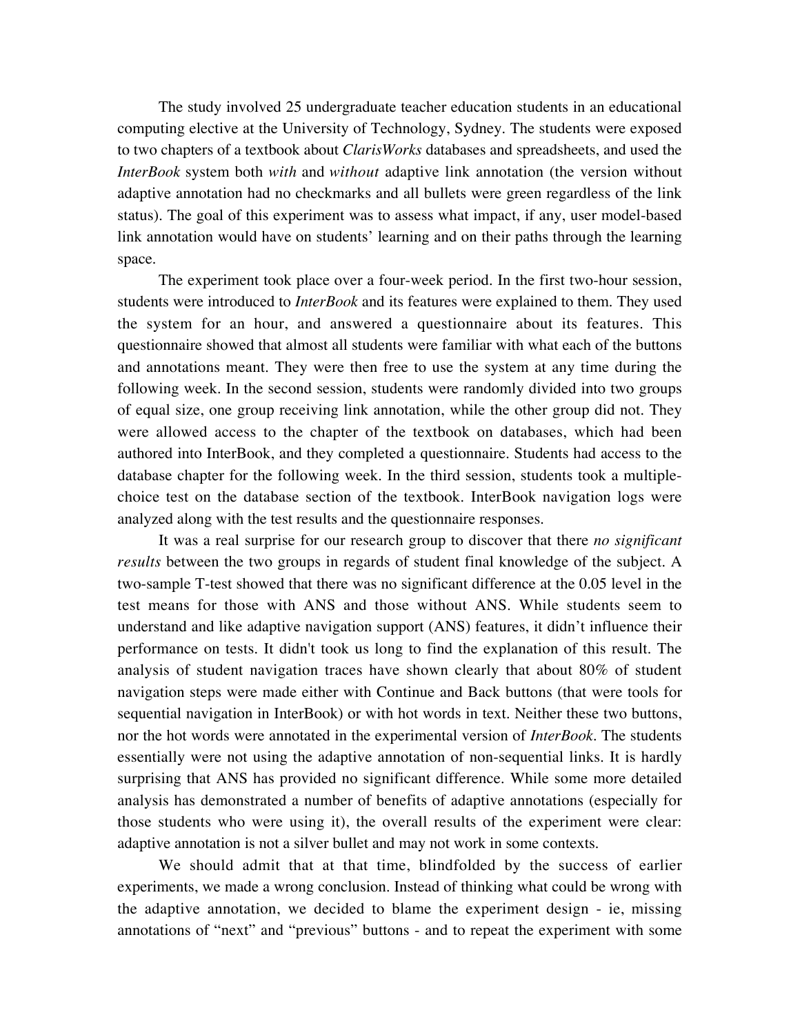The study involved 25 undergraduate teacher education students in an educational computing elective at the University of Technology, Sydney. The students were exposed to two chapters of a textbook about *ClarisWorks* databases and spreadsheets, and used the *InterBook* system both *with* and *without* adaptive link annotation (the version without adaptive annotation had no checkmarks and all bullets were green regardless of the link status). The goal of this experiment was to assess what impact, if any, user model-based link annotation would have on students' learning and on their paths through the learning space.

The experiment took place over a four-week period. In the first two-hour session, students were introduced to *InterBook* and its features were explained to them. They used the system for an hour, and answered a questionnaire about its features. This questionnaire showed that almost all students were familiar with what each of the buttons and annotations meant. They were then free to use the system at any time during the following week. In the second session, students were randomly divided into two groups of equal size, one group receiving link annotation, while the other group did not. They were allowed access to the chapter of the textbook on databases, which had been authored into InterBook, and they completed a questionnaire. Students had access to the database chapter for the following week. In the third session, students took a multiple-choice test on the database section of the textbook. InterBook navigation logs were analyzed along with the test results and the questionnaire responses.

It was a real surprise for our research group to discover that there *no significant results* between the two groups in regards of student final knowledge of the subject. A two-sample T-test showed that there was no significant difference at the 0.05 level in the test means for those with ANS and those without ANS. While students seem to understand and like adaptive navigation support (ANS) features, it didn't influence their performance on tests. It didn't took us long to find the explanation of this result. The analysis of student navigation traces have shown clearly that about 80% of student navigation steps were made either with Continue and Back buttons (that were tools for sequential navigation in InterBook) or with hot words in text. Neither these two buttons, nor the hot words were annotated in the experimental version of *InterBook*. The students essentially were not using the adaptive annotation of non-sequential links. It is hardly surprising that ANS has provided no significant difference. While some more detailed analysis has demonstrated a number of benefits of adaptive annotations (especially for those students who were using it), the overall results of the experiment were clear: adaptive annotation is not a silver bullet and may not work in some contexts.

We should admit that at that time, blindfolded by the success of earlier experiments, we made a wrong conclusion. Instead of thinking what could be wrong with the adaptive annotation, we decided to blame the experiment design - ie, missing annotations of "next" and "previous" buttons - and to repeat the experiment with some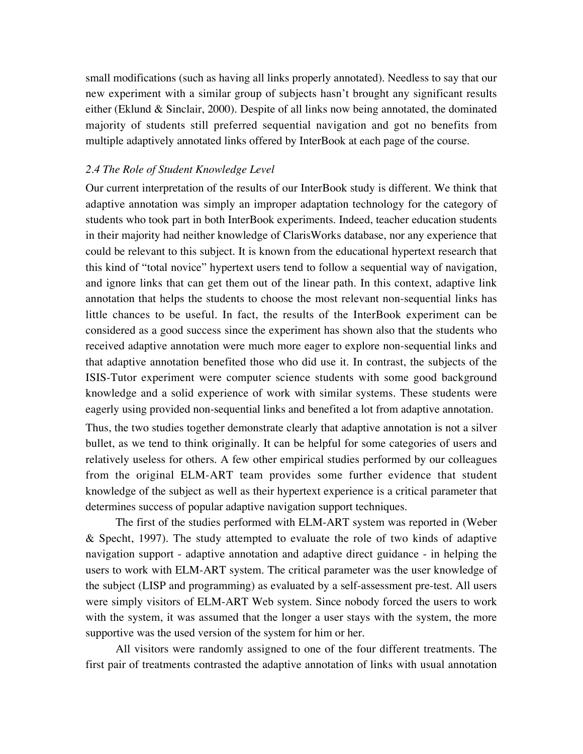small modifications (such as having all links properly annotated). Needless to say that our new experiment with a similar group of subjects hasn't brought any significant results either (Eklund & Sinclair, 2000). Despite of all links now being annotated, the dominated majority of students still preferred sequential navigation and got no benefits from multiple adaptively annotated links offered by InterBook at each page of the course.

### *2.4 The Role of Student Knowledge Level*

Our current interpretation of the results of our InterBook study is different. We think that adaptive annotation was simply an improper adaptation technology for the category of students who took part in both InterBook experiments. Indeed, teacher education students in their majority had neither knowledge of ClarisWorks database, nor any experience that could be relevant to this subject. It is known from the educational hypertext research that this kind of "total novice" hypertext users tend to follow a sequential way of navigation, and ignore links that can get them out of the linear path. In this context, adaptive link annotation that helps the students to choose the most relevant non-sequential links has little chances to be useful. In fact, the results of the InterBook experiment can be considered as a good success since the experiment has shown also that the students who received adaptive annotation were much more eager to explore non-sequential links and that adaptive annotation benefited those who did use it. In contrast, the subjects of the ISIS-Tutor experiment were computer science students with some good background knowledge and a solid experience of work with similar systems. These students were eagerly using provided non-sequential links and benefited a lot from adaptive annotation.

Thus, the two studies together demonstrate clearly that adaptive annotation is not a silver bullet, as we tend to think originally. It can be helpful for some categories of users and relatively useless for others. A few other empirical studies performed by our colleagues from the original ELM-ART team provides some further evidence that student knowledge of the subject as well as their hypertext experience is a critical parameter that determines success of popular adaptive navigation support techniques.

The first of the studies performed with ELM-ART system was reported in (Weber & Specht, 1997). The study attempted to evaluate the role of two kinds of adaptive navigation support - adaptive annotation and adaptive direct guidance - in helping the users to work with ELM-ART system. The critical parameter was the user knowledge of the subject (LISP and programming) as evaluated by a self-assessment pre-test. All users were simply visitors of ELM-ART Web system. Since nobody forced the users to work with the system, it was assumed that the longer a user stays with the system, the more supportive was the used version of the system for him or her.

All visitors were randomly assigned to one of the four different treatments. The first pair of treatments contrasted the adaptive annotation of links with usual annotation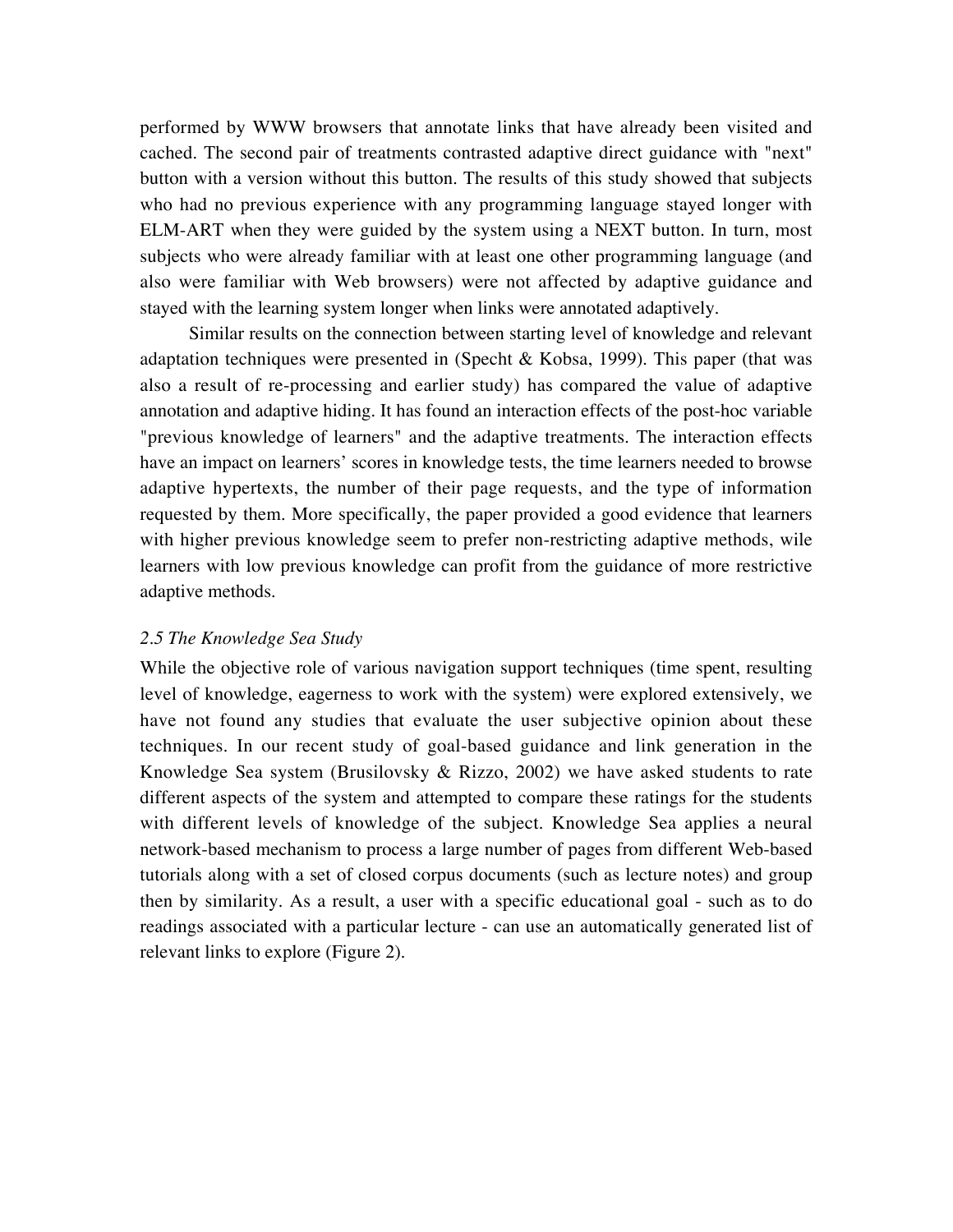performed by WWW browsers that annotate links that have already been visited and cached. The second pair of treatments contrasted adaptive direct guidance with "next" button with a version without this button. The results of this study showed that subjects who had no previous experience with any programming language stayed longer with ELM-ART when they were guided by the system using a NEXT button. In turn, most subjects who were already familiar with at least one other programming language (and also were familiar with Web browsers) were not affected by adaptive guidance and stayed with the learning system longer when links were annotated adaptively.

Similar results on the connection between starting level of knowledge and relevant adaptation techniques were presented in (Specht & Kobsa, 1999). This paper (that was also a result of re-processing and earlier study) has compared the value of adaptive annotation and adaptive hiding. It has found an interaction effects of the post-hoc variable "previous knowledge of learners" and the adaptive treatments. The interaction effects have an impact on learners' scores in knowledge tests, the time learners needed to browse adaptive hypertexts, the number of their page requests, and the type of information requested by them. More specifically, the paper provided a good evidence that learners with higher previous knowledge seem to prefer non-restricting adaptive methods, wile learners with low previous knowledge can profit from the guidance of more restrictive adaptive methods.

### *2.5 The Knowledge Sea Study*

While the objective role of various navigation support techniques (time spent, resulting level of knowledge, eagerness to work with the system) were explored extensively, we have not found any studies that evaluate the user subjective opinion about these techniques. In our recent study of goal-based guidance and link generation in the Knowledge Sea system (Brusilovsky & Rizzo, 2002) we have asked students to rate different aspects of the system and attempted to compare these ratings for the students with different levels of knowledge of the subject. Knowledge Sea applies a neural network-based mechanism to process a large number of pages from different Web-based tutorials along with a set of closed corpus documents (such as lecture notes) and group then by similarity. As a result, a user with a specific educational goal - such as to do readings associated with a particular lecture - can use an automatically generated list of relevant links to explore (Figure 2).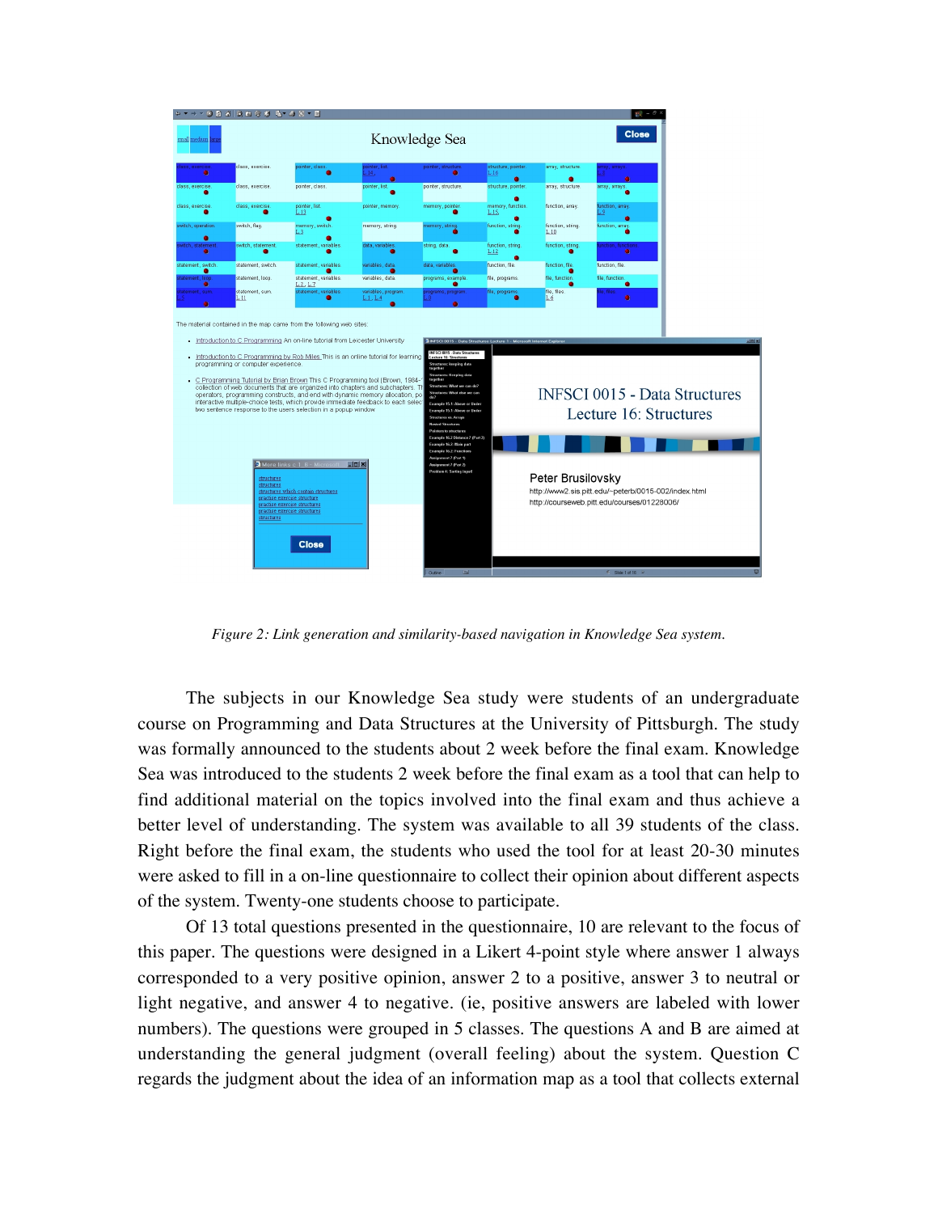*Figure 2: Link generation and similarity-based navigation in Knowledge Sea system.*

The subjects in our Knowledge Sea study were students of an undergraduate course on Programming and Data Structures at the University of Pittsburgh. The study was formally announced to the students about 2 week before the final exam. Knowledge Sea was introduced to the students 2 week before the final exam as a tool that can help to find additional material on the topics involved into the final exam and thus achieve a better level of understanding. The system was available to all 39 students of the class. Right before the final exam, the students who used the tool for at least 20-30 minutes were asked to fill in a on-line questionnaire to collect their opinion about different aspects of the system. Twenty-one students choose to participate.

Of 13 total questions presented in the questionnaire, 10 are relevant to the focus of this paper. The questions were designed in a Likert 4-point style where answer 1 always corresponded to a very positive opinion, answer 2 to a positive, answer 3 to neutral or light negative, and answer 4 to negative. (ie, positive answers are labeled with lower numbers). The questions were grouped in 5 classes. The questions A and B are aimed at understanding the general judgment (overall feeling) about the system. Question C regards the judgment about the idea of an information map as a tool that collects external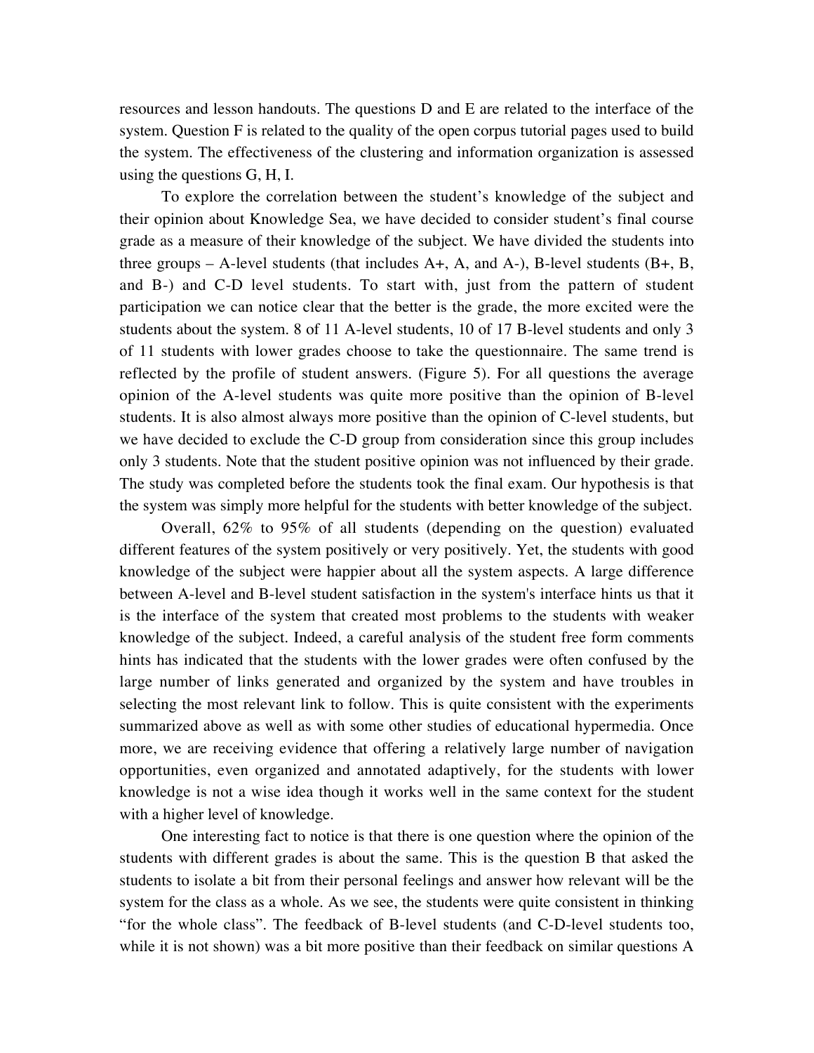resources and lesson handouts. The questions D and E are related to the interface of the system. Question F is related to the quality of the open corpus tutorial pages used to build the system. The effectiveness of the clustering and information organization is assessed using the questions G, H, I.

To explore the correlation between the student's knowledge of the subject and their opinion about Knowledge Sea, we have decided to consider student's final course grade as a measure of their knowledge of the subject. We have divided the students into three groups – A-level students (that includes A+, A, and A-), B-level students (B+, B, and B-) and C-D level students. To start with, just from the pattern of student participation we can notice clear that the better is the grade, the more excited were the students about the system. 8 of 11 A-level students, 10 of 17 B-level students and only 3 of 11 students with lower grades choose to take the questionnaire. The same trend is reflected by the profile of student answers. (Figure 5). For all questions the average opinion of the A-level students was quite more positive than the opinion of B-level students. It is also almost always more positive than the opinion of C-level students, but we have decided to exclude the C-D group from consideration since this group includes only 3 students. Note that the student positive opinion was not influenced by their grade. The study was completed before the students took the final exam. Our hypothesis is that the system was simply more helpful for the students with better knowledge of the subject.

Overall, 62% to 95% of all students (depending on the question) evaluated different features of the system positively or very positively. Yet, the students with good knowledge of the subject were happier about all the system aspects. A large difference between A-level and B-level student satisfaction in the system's interface hints us that it is the interface of the system that created most problems to the students with weaker knowledge of the subject. Indeed, a careful analysis of the student free form comments hints has indicated that the students with the lower grades were often confused by the large number of links generated and organized by the system and have troubles in selecting the most relevant link to follow. This is quite consistent with the experiments summarized above as well as with some other studies of educational hypermedia. Once more, we are receiving evidence that offering a relatively large number of navigation opportunities, even organized and annotated adaptively, for the students with lower knowledge is not a wise idea though it works well in the same context for the student with a higher level of knowledge.

One interesting fact to notice is that there is one question where the opinion of the students with different grades is about the same. This is the question B that asked the students to isolate a bit from their personal feelings and answer how relevant will be the system for the class as a whole. As we see, the students were quite consistent in thinking "for the whole class". The feedback of B-level students (and C-D-level students too, while it is not shown) was a bit more positive than their feedback on similar questions A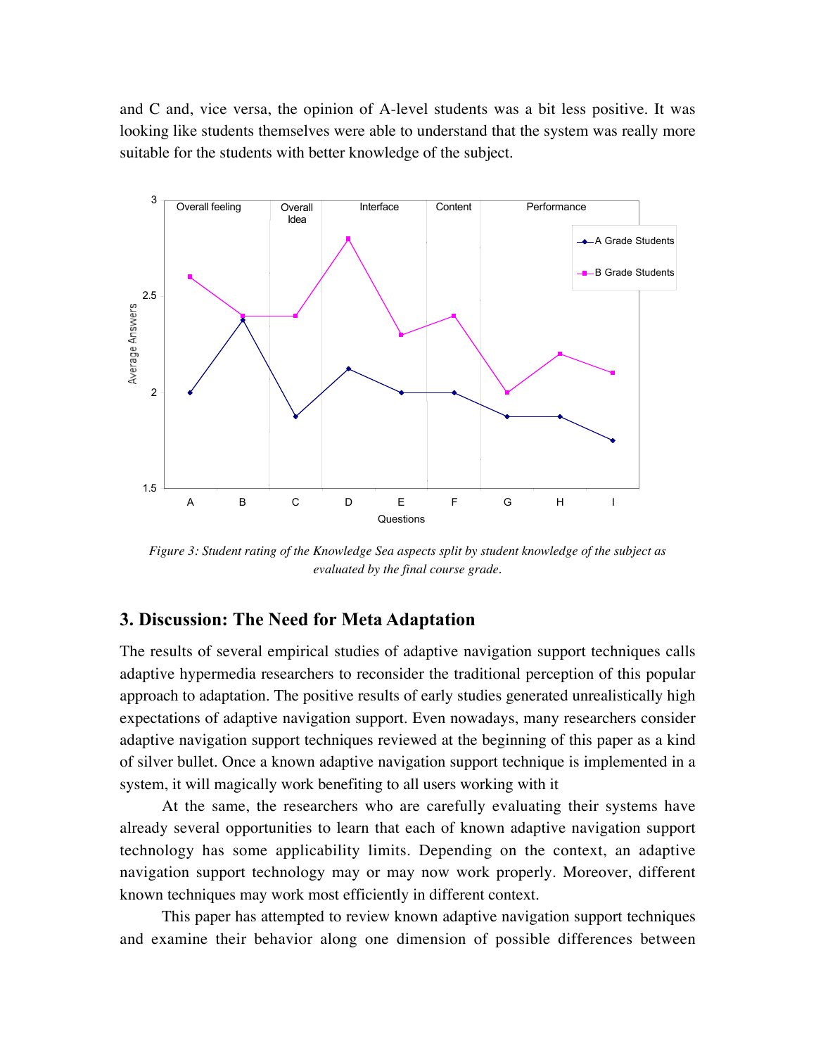and C and, vice versa, the opinion of A-level students was a bit less positive. It was looking like students themselves were able to understand that the system was really more suitable for the students with better knowledge of the subject.

*Figure 3: Student rating of the Knowledge Sea aspects split by student knowledge of the subject as evaluated by the final course grade.*

## 3. Discussion: The Need for Meta Adaptation

The results of several empirical studies of adaptive navigation support techniques calls adaptive hypermedia researchers to reconsider the traditional perception of this popular approach to adaptation. The positive results of early studies generated unrealistically high expectations of adaptive navigation support. Even nowadays, many researchers consider adaptive navigation support techniques reviewed at the beginning of this paper as a kind of silver bullet. Once a known adaptive navigation support technique is implemented in a system, it will magically work benefiting to all users working with it

At the same, the researchers who are carefully evaluating their systems have already several opportunities to learn that each of known adaptive navigation support technology has some applicability limits. Depending on the context, an adaptive navigation support technology may or may now work properly. Moreover, different known techniques may work most efficiently in different context.

This paper has attempted to review known adaptive navigation support techniques and examine their behavior along one dimension of possible differences between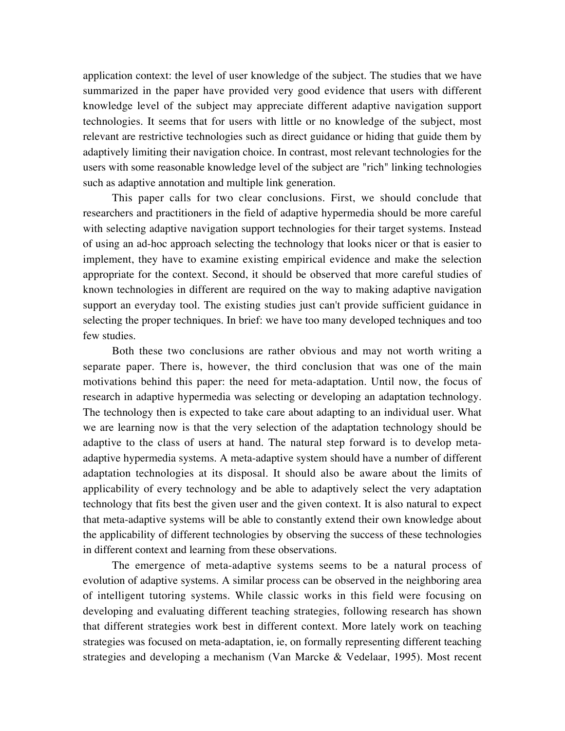application context: the level of user knowledge of the subject. The studies that we have summarized in the paper have provided very good evidence that users with different knowledge level of the subject may appreciate different adaptive navigation support technologies. It seems that for users with little or no knowledge of the subject, most relevant are restrictive technologies such as direct guidance or hiding that guide them by adaptively limiting their navigation choice. In contrast, most relevant technologies for the users with some reasonable knowledge level of the subject are "rich" linking technologies such as adaptive annotation and multiple link generation.

This paper calls for two clear conclusions. First, we should conclude that researchers and practitioners in the field of adaptive hypermedia should be more careful with selecting adaptive navigation support technologies for their target systems. Instead of using an ad-hoc approach selecting the technology that looks nicer or that is easier to implement, they have to examine existing empirical evidence and make the selection appropriate for the context. Second, it should be observed that more careful studies of known technologies in different are required on the way to making adaptive navigation support an everyday tool. The existing studies just can't provide sufficient guidance in selecting the proper techniques. In brief: we have too many developed techniques and too few studies.

Both these two conclusions are rather obvious and may not worth writing a separate paper. There is, however, the third conclusion that was one of the main motivations behind this paper: the need for meta-adaptation. Until now, the focus of research in adaptive hypermedia was selecting or developing an adaptation technology. The technology then is expected to take care about adapting to an individual user. What we are learning now is that the very selection of the adaptation technology should be adaptive to the class of users at hand. The natural step forward is to develop meta-adaptive hypermedia systems. A meta-adaptive system should have a number of different adaptation technologies at its disposal. It should also be aware about the limits of applicability of every technology and be able to adaptively select the very adaptation technology that fits best the given user and the given context. It is also natural to expect that meta-adaptive systems will be able to constantly extend their own knowledge about the applicability of different technologies by observing the success of these technologies in different context and learning from these observations.

The emergence of meta-adaptive systems seems to be a natural process of evolution of adaptive systems. A similar process can be observed in the neighboring area of intelligent tutoring systems. While classic works in this field were focusing on developing and evaluating different teaching strategies, following research has shown that different strategies work best in different context. More lately work on teaching strategies was focused on meta-adaptation, ie, on formally representing different teaching strategies and developing a mechanism (Van Marcke & Vedelaar, 1995). Most recent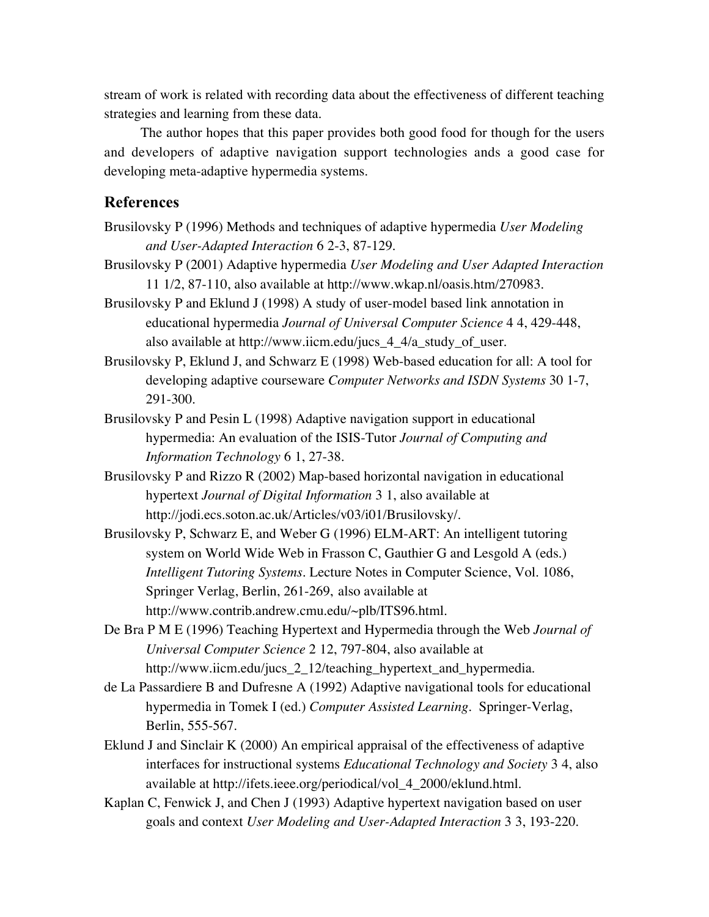stream of work is related with recording data about the effectiveness of different teaching strategies and learning from these data.

The author hopes that this paper provides both good food for though for the users and developers of adaptive navigation support technologies ands a good case for developing meta-adaptive hypermedia systems.

## References

Brusilovsky P (1996) Methods and techniques of adaptive hypermedia *User Modeling and User-Adapted Interaction* 6 2-3, 87-129.

Brusilovsky P (2001) Adaptive hypermedia *User Modeling and User Adapted Interaction* 11 1/2, 87-110, also available at http://www.wkap.nl/oasis.htm/270983.

Brusilovsky P and Eklund J (1998) A study of user-model based link annotation in educational hypermedia *Journal of Universal Computer Science* 4 4, 429-448, also available at http://www.iicm.edu/jucs_4_4/a_study_of_user.

Brusilovsky P, Eklund J, and Schwarz E (1998) Web-based education for all: A tool for developing adaptive courseware *Computer Networks and ISDN Systems* 30 1-7, 291-300.

Brusilovsky P and Pesin L (1998) Adaptive navigation support in educational hypermedia: An evaluation of the ISIS-Tutor *Journal of Computing and Information Technology* 6 1, 27-38.

Brusilovsky P and Rizzo R (2002) Map-based horizontal navigation in educational hypertext *Journal of Digital Information* 3 1, also available at http://jodi.ecs.soton.ac.uk/Articles/v03/i01/Brusilovsky/.

Brusilovsky P, Schwarz E, and Weber G (1996) ELM-ART: An intelligent tutoring system on World Wide Web in Frasson C, Gauthier G and Lesgold A (eds.) *Intelligent Tutoring Systems*. Lecture Notes in Computer Science, Vol. 1086, Springer Verlag, Berlin, 261-269, also available at http://www.contrib.andrew.cmu.edu/~plb/ITS96.html.

De Bra P M E (1996) Teaching Hypertext and Hypermedia through the Web *Journal of Universal Computer Science* 2 12, 797-804, also available at http://www.iicm.edu/jucs_2_12/teaching_hypertext_and_hypermedia.

de La Passardiere B and Dufresne A (1992) Adaptive navigational tools for educational hypermedia in Tomek I (ed.) *Computer Assisted Learning*. Springer-Verlag, Berlin, 555-567.

Eklund J and Sinclair K (2000) An empirical appraisal of the effectiveness of adaptive interfaces for instructional systems *Educational Technology and Society* 3 4, also available at http://ifets.ieee.org/periodical/vol_4_2000/eklund.html.

Kaplan C, Fenwick J, and Chen J (1993) Adaptive hypertext navigation based on user goals and context *User Modeling and User-Adapted Interaction* 3 3, 193-220.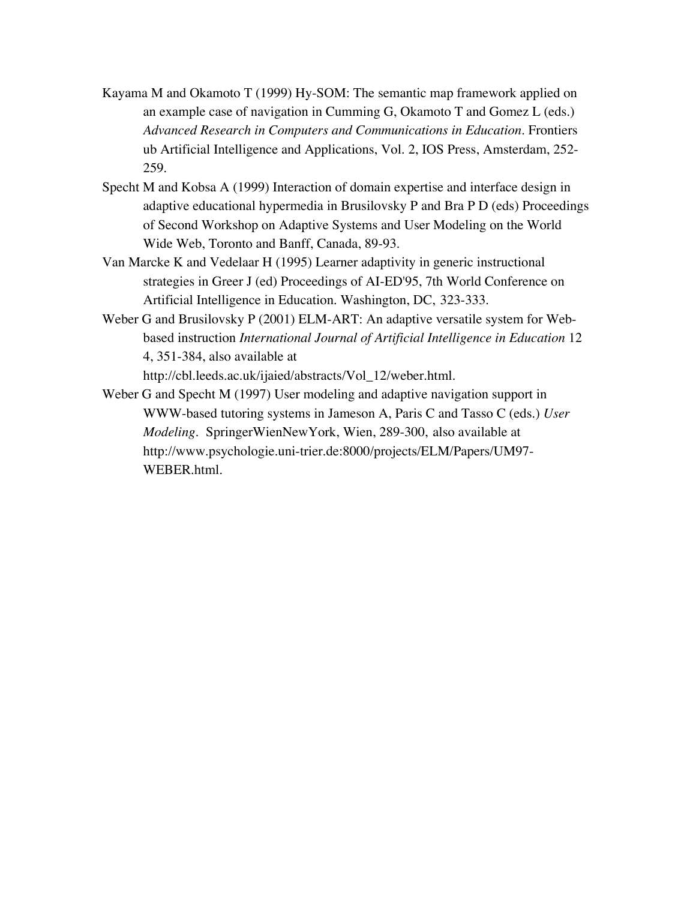Kayama M and Okamoto T (1999) Hy-SOM: The semantic map framework applied on an example case of navigation in Cumming G, Okamoto T and Gomez L (eds.) *Advanced Research in Computers and Communications in Education*. Frontiers ub Artificial Intelligence and Applications, Vol. 2, IOS Press, Amsterdam, 252-259.

Specht M and Kobsa A (1999) Interaction of domain expertise and interface design in adaptive educational hypermedia in Brusilovsky P and Bra P D (eds) Proceedings of Second Workshop on Adaptive Systems and User Modeling on the World Wide Web, Toronto and Banff, Canada, 89-93.

Van Marcke K and Vedelaar H (1995) Learner adaptivity in generic instructional strategies in Greer J (ed) Proceedings of AI-ED'95, 7th World Conference on Artificial Intelligence in Education. Washington, DC, 323-333.

Weber G and Brusilovsky P (2001) ELM-ART: An adaptive versatile system for Web-based instruction *International Journal of Artificial Intelligence in Education* 12 4, 351-384, also available at http://cbl.leeds.ac.uk/ijaied/abstracts/Vol_12/weber.html.

Weber G and Specht M (1997) User modeling and adaptive navigation support in WWW-based tutoring systems in Jameson A, Paris C and Tasso C (eds.) *User Modeling*. SpringerWienNewYork, Wien, 289-300, also available at http://www.psychologie.uni-trier.de:8000/projects/ELM/Papers/UM97-WEBER.html.